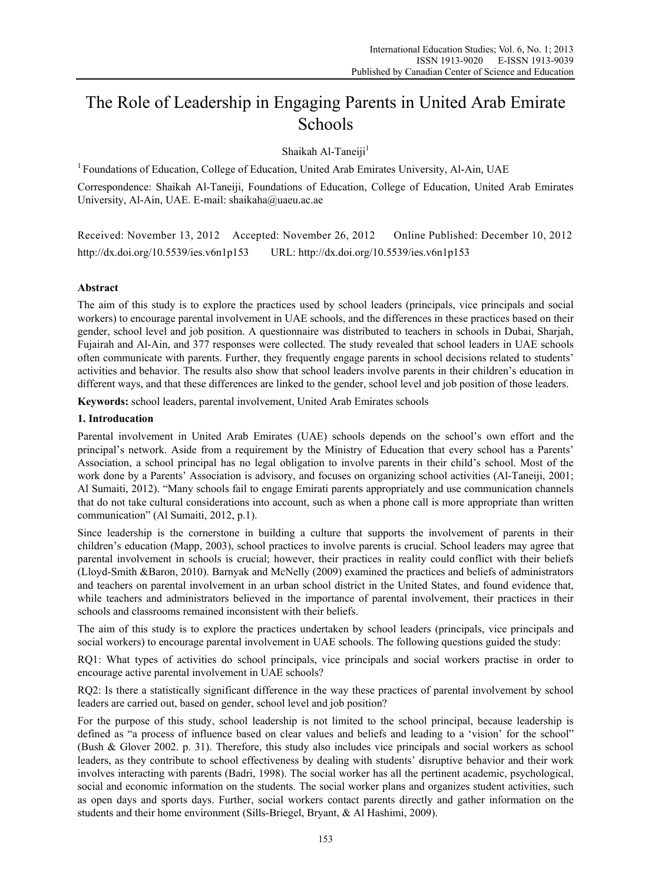# The Role of Leadership in Engaging Parents in United Arab Emirate Schools

Shaikah Al-Taneiji[1]

[1] Foundations of Education, College of Education, United Arab Emirates University, Al-Ain, UAE

Correspondence: Shaikah Al-Taneiji, Foundations of Education, College of Education, United Arab Emirates University, Al-Ain, UAE. E-mail: shaikaha@uaeu.ac.ae

Received: November 13, 2012 Accepted: November 26, 2012 Online Published: December 10, 2012

http://dx.doi.org/10.5539/ies.v6n1p153 URL: http://dx.doi.org/10.5539/ies.v6n1p153

## Abstract

The aim of this study is to explore the practices used by school leaders (principals, vice principals and social workers) to encourage parental involvement in UAE schools, and the differences in these practices based on their gender, school level and job position. A questionnaire was distributed to teachers in schools in Dubai, Sharjah, Fujairah and Al-Ain, and 377 responses were collected. The study revealed that school leaders in UAE schools often communicate with parents. Further, they frequently engage parents in school decisions related to students' activities and behavior. The results also show that school leaders involve parents in their children's education in different ways, and that these differences are linked to the gender, school level and job position of those leaders.

**Keywords:** school leaders, parental involvement, United Arab Emirates schools

## 1. Introducation

Parental involvement in United Arab Emirates (UAE) schools depends on the school's own effort and the principal's network. Aside from a requirement by the Ministry of Education that every school has a Parents' Association, a school principal has no legal obligation to involve parents in their child's school. Most of the work done by a Parents' Association is advisory, and focuses on organizing school activities (Al-Taneiji, 2001; Al Sumaiti, 2012). "Many schools fail to engage Emirati parents appropriately and use communication channels that do not take cultural considerations into account, such as when a phone call is more appropriate than written communication" (Al Sumaiti, 2012, p.1).

Since leadership is the cornerstone in building a culture that supports the involvement of parents in their children's education (Mapp, 2003), school practices to involve parents is crucial. School leaders may agree that parental involvement in schools is crucial; however, their practices in reality could conflict with their beliefs (Lloyd-Smith &Baron, 2010). Barnyak and McNelly (2009) examined the practices and beliefs of administrators and teachers on parental involvement in an urban school district in the United States, and found evidence that, while teachers and administrators believed in the importance of parental involvement, their practices in their schools and classrooms remained inconsistent with their beliefs.

The aim of this study is to explore the practices undertaken by school leaders (principals, vice principals and social workers) to encourage parental involvement in UAE schools. The following questions guided the study:

RQ1: What types of activities do school principals, vice principals and social workers practise in order to encourage active parental involvement in UAE schools?

RQ2: Is there a statistically significant difference in the way these practices of parental involvement by school leaders are carried out, based on gender, school level and job position?

For the purpose of this study, school leadership is not limited to the school principal, because leadership is defined as "a process of influence based on clear values and beliefs and leading to a 'vision' for the school" (Bush & Glover 2002. p. 31). Therefore, this study also includes vice principals and social workers as school leaders, as they contribute to school effectiveness by dealing with students' disruptive behavior and their work involves interacting with parents (Badri, 1998). The social worker has all the pertinent academic, psychological, social and economic information on the students. The social worker plans and organizes student activities, such as open days and sports days. Further, social workers contact parents directly and gather information on the students and their home environment (Sills-Briegel, Bryant, & Al Hashimi, 2009).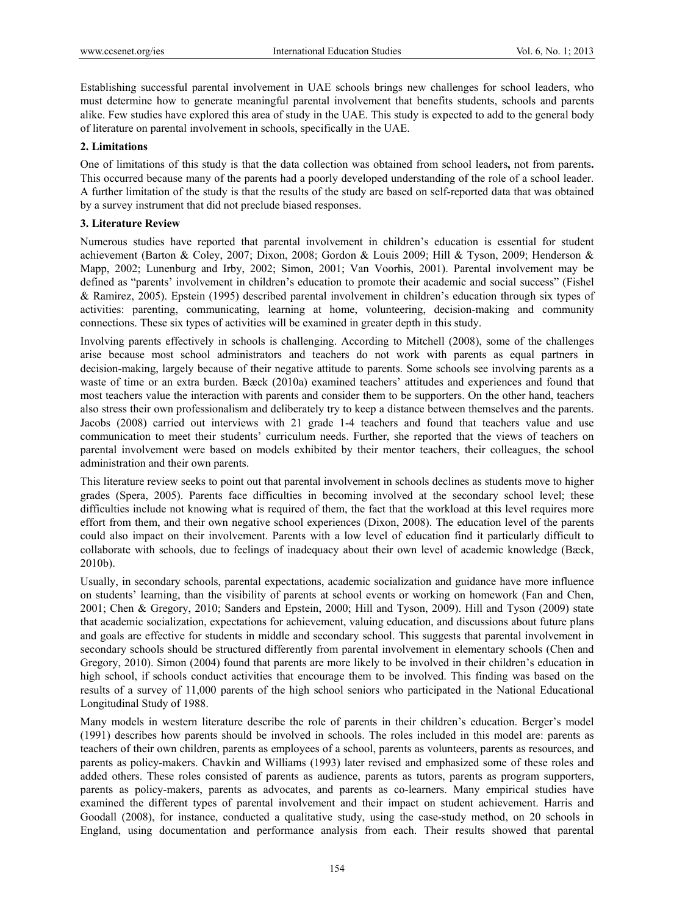Establishing successful parental involvement in UAE schools brings new challenges for school leaders, who must determine how to generate meaningful parental involvement that benefits students, schools and parents alike. Few studies have explored this area of study in the UAE. This study is expected to add to the general body of literature on parental involvement in schools, specifically in the UAE.

## 2. Limitations

One of limitations of this study is that the data collection was obtained from school leaders**,** not from parents**.** This occurred because many of the parents had a poorly developed understanding of the role of a school leader. A further limitation of the study is that the results of the study are based on self-reported data that was obtained by a survey instrument that did not preclude biased responses.

## 3. Literature Review

Numerous studies have reported that parental involvement in children's education is essential for student achievement (Barton & Coley, 2007; Dixon, 2008; Gordon & Louis 2009; Hill & Tyson, 2009; Henderson & Mapp, 2002; Lunenburg and Irby, 2002; Simon, 2001; Van Voorhis, 2001). Parental involvement may be defined as "parents' involvement in children's education to promote their academic and social success" (Fishel & Ramirez, 2005). Epstein (1995) described parental involvement in children's education through six types of activities: parenting, communicating, learning at home, volunteering, decision-making and community connections. These six types of activities will be examined in greater depth in this study.

Involving parents effectively in schools is challenging. According to Mitchell (2008), some of the challenges arise because most school administrators and teachers do not work with parents as equal partners in decision-making, largely because of their negative attitude to parents. Some schools see involving parents as a waste of time or an extra burden. Bæck (2010a) examined teachers' attitudes and experiences and found that most teachers value the interaction with parents and consider them to be supporters. On the other hand, teachers also stress their own professionalism and deliberately try to keep a distance between themselves and the parents. Jacobs (2008) carried out interviews with 21 grade 1-4 teachers and found that teachers value and use communication to meet their students' curriculum needs. Further, she reported that the views of teachers on parental involvement were based on models exhibited by their mentor teachers, their colleagues, the school administration and their own parents.

This literature review seeks to point out that parental involvement in schools declines as students move to higher grades (Spera, 2005). Parents face difficulties in becoming involved at the secondary school level; these difficulties include not knowing what is required of them, the fact that the workload at this level requires more effort from them, and their own negative school experiences (Dixon, 2008). The education level of the parents could also impact on their involvement. Parents with a low level of education find it particularly difficult to collaborate with schools, due to feelings of inadequacy about their own level of academic knowledge (Bæck, 2010b).

Usually, in secondary schools, parental expectations, academic socialization and guidance have more influence on students' learning, than the visibility of parents at school events or working on homework (Fan and Chen, 2001; Chen & Gregory, 2010; Sanders and Epstein, 2000; Hill and Tyson, 2009). Hill and Tyson (2009) state that academic socialization, expectations for achievement, valuing education, and discussions about future plans and goals are effective for students in middle and secondary school. This suggests that parental involvement in secondary schools should be structured differently from parental involvement in elementary schools (Chen and Gregory, 2010). Simon (2004) found that parents are more likely to be involved in their children's education in high school, if schools conduct activities that encourage them to be involved. This finding was based on the results of a survey of 11,000 parents of the high school seniors who participated in the National Educational Longitudinal Study of 1988.

Many models in western literature describe the role of parents in their children's education. Berger's model (1991) describes how parents should be involved in schools. The roles included in this model are: parents as teachers of their own children, parents as employees of a school, parents as volunteers, parents as resources, and parents as policy-makers. Chavkin and Williams (1993) later revised and emphasized some of these roles and added others. These roles consisted of parents as audience, parents as tutors, parents as program supporters, parents as policy-makers, parents as advocates, and parents as co-learners. Many empirical studies have examined the different types of parental involvement and their impact on student achievement. Harris and Goodall (2008), for instance, conducted a qualitative study, using the case-study method, on 20 schools in England, using documentation and performance analysis from each. Their results showed that parental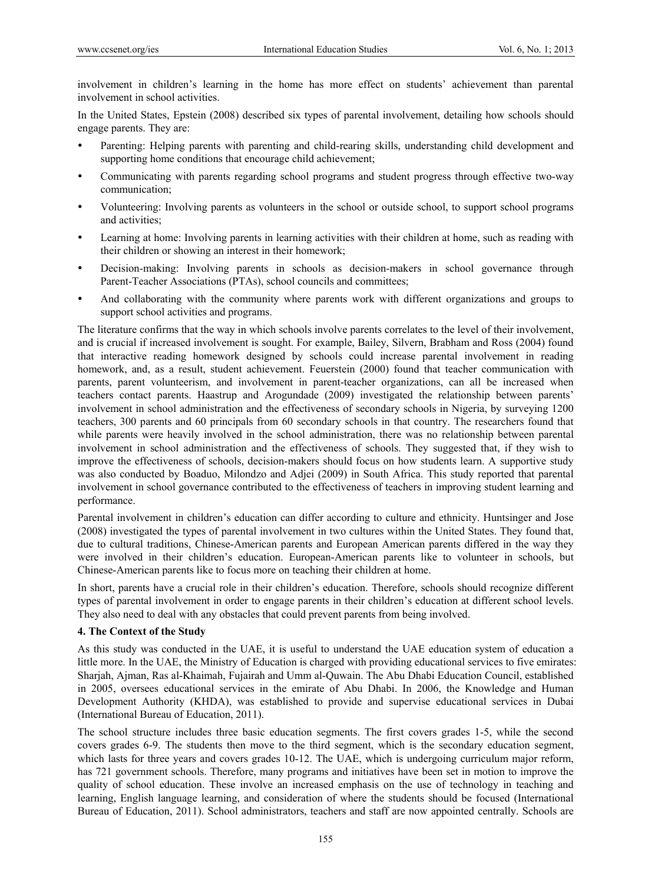involvement in children's learning in the home has more effect on students' achievement than parental involvement in school activities.

In the United States, Epstein (2008) described six types of parental involvement, detailing how schools should engage parents. They are:

- Parenting: Helping parents with parenting and child-rearing skills, understanding child development and supporting home conditions that encourage child achievement;
- Communicating with parents regarding school programs and student progress through effective two-way communication;
- Volunteering: Involving parents as volunteers in the school or outside school, to support school programs and activities;
- Learning at home: Involving parents in learning activities with their children at home, such as reading with their children or showing an interest in their homework;
- Decision-making: Involving parents in schools as decision-makers in school governance through Parent-Teacher Associations (PTAs), school councils and committees;
- And collaborating with the community where parents work with different organizations and groups to support school activities and programs.

The literature confirms that the way in which schools involve parents correlates to the level of their involvement, and is crucial if increased involvement is sought. For example, Bailey, Silvern, Brabham and Ross (2004) found that interactive reading homework designed by schools could increase parental involvement in reading homework, and, as a result, student achievement. Feuerstein (2000) found that teacher communication with parents, parent volunteerism, and involvement in parent-teacher organizations, can all be increased when teachers contact parents. Haastrup and Arogundade (2009) investigated the relationship between parents' involvement in school administration and the effectiveness of secondary schools in Nigeria, by surveying 1200 teachers, 300 parents and 60 principals from 60 secondary schools in that country. The researchers found that while parents were heavily involved in the school administration, there was no relationship between parental involvement in school administration and the effectiveness of schools. They suggested that, if they wish to improve the effectiveness of schools, decision-makers should focus on how students learn. A supportive study was also conducted by Boaduo, Milondzo and Adjei (2009) in South Africa. This study reported that parental involvement in school governance contributed to the effectiveness of teachers in improving student learning and performance.

Parental involvement in children's education can differ according to culture and ethnicity. Huntsinger and Jose (2008) investigated the types of parental involvement in two cultures within the United States. They found that, due to cultural traditions, Chinese-American parents and European American parents differed in the way they were involved in their children's education. European-American parents like to volunteer in schools, but Chinese-American parents like to focus more on teaching their children at home.

In short, parents have a crucial role in their children's education. Therefore, schools should recognize different types of parental involvement in order to engage parents in their children's education at different school levels. They also need to deal with any obstacles that could prevent parents from being involved.

## 4. The Context of the Study

As this study was conducted in the UAE, it is useful to understand the UAE education system of education a little more. In the UAE, the Ministry of Education is charged with providing educational services to five emirates: Sharjah, Ajman, Ras al-Khaimah, Fujairah and Umm al-Quwain. The Abu Dhabi Education Council, established in 2005, oversees educational services in the emirate of Abu Dhabi. In 2006, the Knowledge and Human Development Authority (KHDA), was established to provide and supervise educational services in Dubai (International Bureau of Education, 2011).

The school structure includes three basic education segments. The first covers grades 1-5, while the second covers grades 6-9. The students then move to the third segment, which is the secondary education segment, which lasts for three years and covers grades 10-12. The UAE, which is undergoing curriculum major reform, has 721 government schools. Therefore, many programs and initiatives have been set in motion to improve the quality of school education. These involve an increased emphasis on the use of technology in teaching and learning, English language learning, and consideration of where the students should be focused (International Bureau of Education, 2011). School administrators, teachers and staff are now appointed centrally. Schools are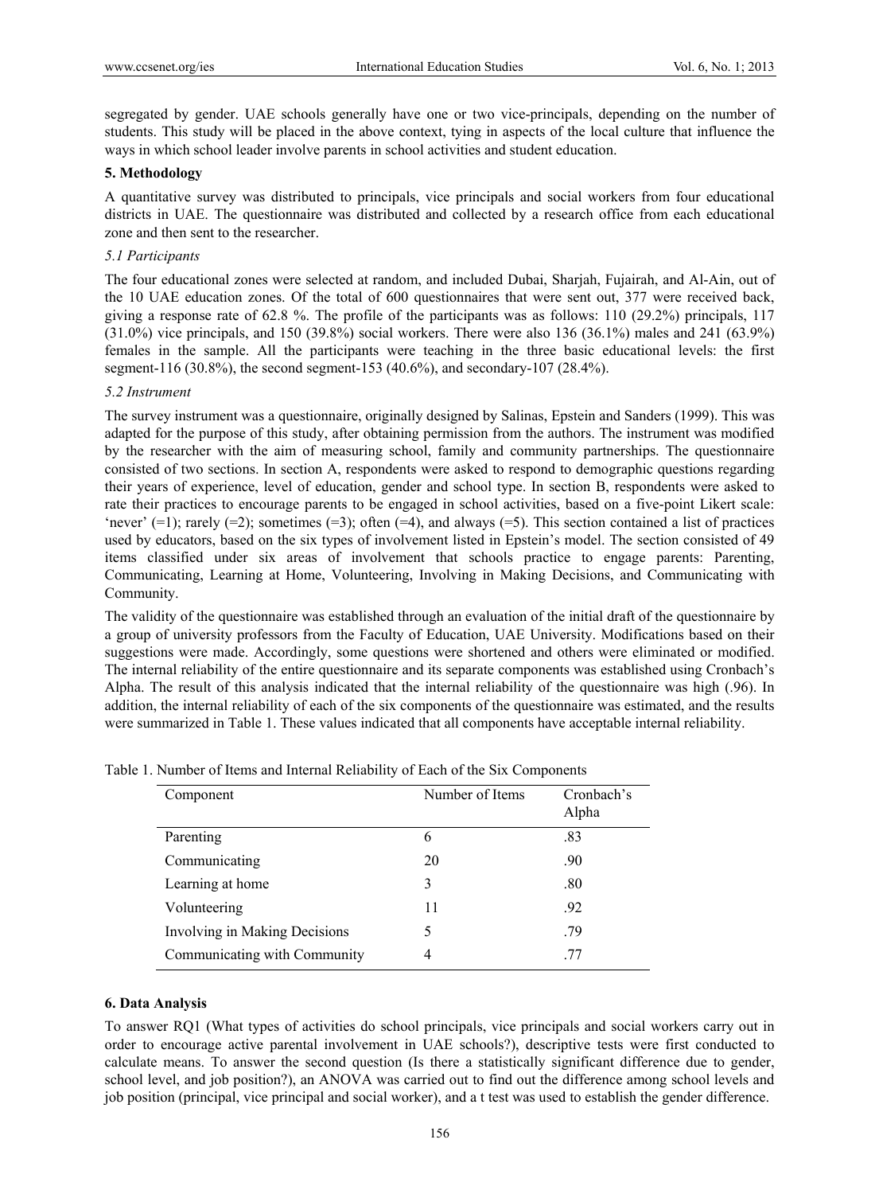segregated by gender. UAE schools generally have one or two vice-principals, depending on the number of students. This study will be placed in the above context, tying in aspects of the local culture that influence the ways in which school leader involve parents in school activities and student education.

## 5. Methodology

A quantitative survey was distributed to principals, vice principals and social workers from four educational districts in UAE. The questionnaire was distributed and collected by a research office from each educational zone and then sent to the researcher.

### *5.1 Participants*

The four educational zones were selected at random, and included Dubai, Sharjah, Fujairah, and Al-Ain, out of the 10 UAE education zones. Of the total of 600 questionnaires that were sent out, 377 were received back, giving a response rate of 62.8 %. The profile of the participants was as follows: 110 (29.2%) principals, 117 (31.0%) vice principals, and 150 (39.8%) social workers. There were also 136 (36.1%) males and 241 (63.9%) females in the sample. All the participants were teaching in the three basic educational levels: the first segment-116 (30.8%), the second segment-153 (40.6%), and secondary-107 (28.4%).

### *5.2 Instrument*

The survey instrument was a questionnaire, originally designed by Salinas, Epstein and Sanders (1999). This was adapted for the purpose of this study, after obtaining permission from the authors. The instrument was modified by the researcher with the aim of measuring school, family and community partnerships. The questionnaire consisted of two sections. In section A, respondents were asked to respond to demographic questions regarding their years of experience, level of education, gender and school type. In section B, respondents were asked to rate their practices to encourage parents to be engaged in school activities, based on a five-point Likert scale: 'never' (=1); rarely (=2); sometimes (=3); often (=4), and always (=5). This section contained a list of practices used by educators, based on the six types of involvement listed in Epstein's model. The section consisted of 49 items classified under six areas of involvement that schools practice to engage parents: Parenting, Communicating, Learning at Home, Volunteering, Involving in Making Decisions, and Communicating with Community.

The validity of the questionnaire was established through an evaluation of the initial draft of the questionnaire by a group of university professors from the Faculty of Education, UAE University. Modifications based on their suggestions were made. Accordingly, some questions were shortened and others were eliminated or modified. The internal reliability of the entire questionnaire and its separate components was established using Cronbach's Alpha. The result of this analysis indicated that the internal reliability of the questionnaire was high (.96). In addition, the internal reliability of each of the six components of the questionnaire was estimated, and the results were summarized in Table 1. These values indicated that all components have acceptable internal reliability.

Table 1. Number of Items and Internal Reliability of Each of the Six Components

| Component | Number of Items | Cronbach's Alpha |
|---|---|---|
| Parenting | 6 | .83 |
| Communicating | 20 | .90 |
| Learning at home | 3 | .80 |
| Volunteering | 11 | .92 |
| Involving in Making Decisions | 5 | .79 |
| Communicating with Community | 4 | .77 |

## 6. Data Analysis

To answer RQ1 (What types of activities do school principals, vice principals and social workers carry out in order to encourage active parental involvement in UAE schools?), descriptive tests were first conducted to calculate means. To answer the second question (Is there a statistically significant difference due to gender, school level, and job position?), an ANOVA was carried out to find out the difference among school levels and job position (principal, vice principal and social worker), and a t test was used to establish the gender difference.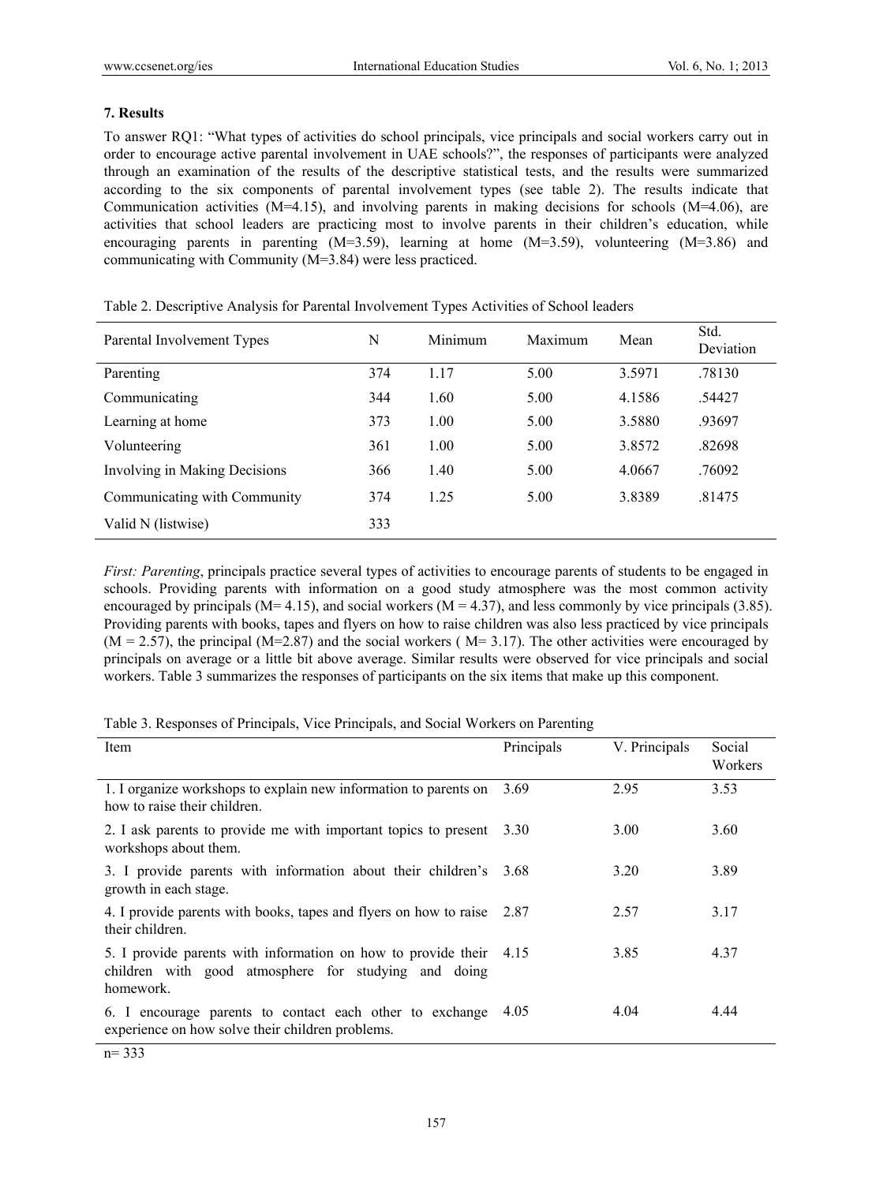## 7. Results

To answer RQ1: "What types of activities do school principals, vice principals and social workers carry out in order to encourage active parental involvement in UAE schools?", the responses of participants were analyzed through an examination of the results of the descriptive statistical tests, and the results were summarized according to the six components of parental involvement types (see table 2). The results indicate that Communication activities (M=4.15), and involving parents in making decisions for schools (M=4.06), are activities that school leaders are practicing most to involve parents in their children's education, while encouraging parents in parenting (M=3.59), learning at home (M=3.59), volunteering (M=3.86) and communicating with Community (M=3.84) were less practiced.

Table 2. Descriptive Analysis for Parental Involvement Types Activities of School leaders

| Parental Involvement Types | N | Minimum | Maximum | Mean | Std. Deviation |
|---|---|---|---|---|---|
| Parenting | 374 | 1.17 | 5.00 | 3.5971 | .78130 |
| Communicating | 344 | 1.60 | 5.00 | 4.1586 | .54427 |
| Learning at home | 373 | 1.00 | 5.00 | 3.5880 | .93697 |
| Volunteering | 361 | 1.00 | 5.00 | 3.8572 | .82698 |
| Involving in Making Decisions | 366 | 1.40 | 5.00 | 4.0667 | .76092 |
| Communicating with Community | 374 | 1.25 | 5.00 | 3.8389 | .81475 |
| Valid N (listwise) | 333 | | | | |

*First: Parenting*, principals practice several types of activities to encourage parents of students to be engaged in schools. Providing parents with information on a good study atmosphere was the most common activity encouraged by principals (M= 4.15), and social workers (M = 4.37), and less commonly by vice principals (3.85). Providing parents with books, tapes and flyers on how to raise children was also less practiced by vice principals (M = 2.57), the principal (M=2.87) and the social workers ( M= 3.17). The other activities were encouraged by principals on average or a little bit above average. Similar results were observed for vice principals and social workers. Table 3 summarizes the responses of participants on the six items that make up this component.

Table 3. Responses of Principals, Vice Principals, and Social Workers on Parenting

| Item | Principals | V. Principals | Social Workers |
|---|---|---|---|
| 1. I organize workshops to explain new information to parents on how to raise their children. | 3.69 | 2.95 | 3.53 |
| 2. I ask parents to provide me with important topics to present workshops about them. | 3.30 | 3.00 | 3.60 |
| 3. I provide parents with information about their children's growth in each stage. | 3.68 | 3.20 | 3.89 |
| 4. I provide parents with books, tapes and flyers on how to raise their children. | 2.87 | 2.57 | 3.17 |
| 5. I provide parents with information on how to provide their children with good atmosphere for studying and doing homework. | 4.15 | 3.85 | 4.37 |
| 6. I encourage parents to contact each other to exchange experience on how solve their children problems. | 4.05 | 4.04 | 4.44 |

n= 333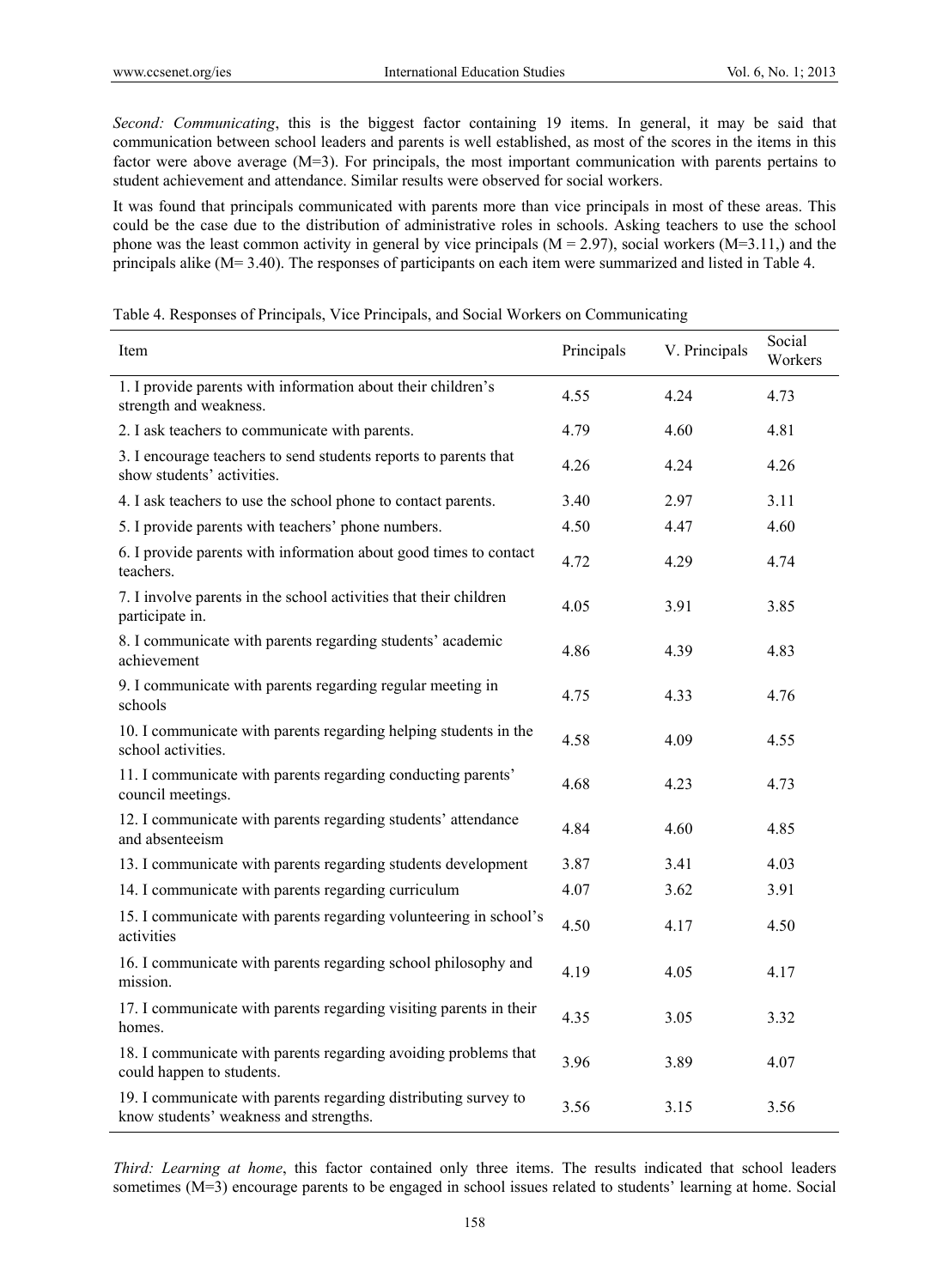*Second: Communicating*, this is the biggest factor containing 19 items. In general, it may be said that communication between school leaders and parents is well established, as most of the scores in the items in this factor were above average (M=3). For principals, the most important communication with parents pertains to student achievement and attendance. Similar results were observed for social workers.

It was found that principals communicated with parents more than vice principals in most of these areas. This could be the case due to the distribution of administrative roles in schools. Asking teachers to use the school phone was the least common activity in general by vice principals (M = 2.97), social workers (M=3.11,) and the principals alike (M= 3.40). The responses of participants on each item were summarized and listed in Table 4.

Table 4. Responses of Principals, Vice Principals, and Social Workers on Communicating

| Item | Principals | V. Principals | Social Workers |
|---|---|---|---|
| 1. I provide parents with information about their children's strength and weakness. | 4.55 | 4.24 | 4.73 |
| 2. I ask teachers to communicate with parents. | 4.79 | 4.60 | 4.81 |
| 3. I encourage teachers to send students reports to parents that show students' activities. | 4.26 | 4.24 | 4.26 |
| 4. I ask teachers to use the school phone to contact parents. | 3.40 | 2.97 | 3.11 |
| 5. I provide parents with teachers' phone numbers. | 4.50 | 4.47 | 4.60 |
| 6. I provide parents with information about good times to contact teachers. | 4.72 | 4.29 | 4.74 |
| 7. I involve parents in the school activities that their children participate in. | 4.05 | 3.91 | 3.85 |
| 8. I communicate with parents regarding students' academic achievement | 4.86 | 4.39 | 4.83 |
| 9. I communicate with parents regarding regular meeting in schools | 4.75 | 4.33 | 4.76 |
| 10. I communicate with parents regarding helping students in the school activities. | 4.58 | 4.09 | 4.55 |
| 11. I communicate with parents regarding conducting parents' council meetings. | 4.68 | 4.23 | 4.73 |
| 12. I communicate with parents regarding students' attendance and absenteeism | 4.84 | 4.60 | 4.85 |
| 13. I communicate with parents regarding students development | 3.87 | 3.41 | 4.03 |
| 14. I communicate with parents regarding curriculum | 4.07 | 3.62 | 3.91 |
| 15. I communicate with parents regarding volunteering in school's activities | 4.50 | 4.17 | 4.50 |
| 16. I communicate with parents regarding school philosophy and mission. | 4.19 | 4.05 | 4.17 |
| 17. I communicate with parents regarding visiting parents in their homes. | 4.35 | 3.05 | 3.32 |
| 18. I communicate with parents regarding avoiding problems that could happen to students. | 3.96 | 3.89 | 4.07 |
| 19. I communicate with parents regarding distributing survey to know students' weakness and strengths. | 3.56 | 3.15 | 3.56 |

*Third: Learning at home*, this factor contained only three items. The results indicated that school leaders sometimes (M=3) encourage parents to be engaged in school issues related to students' learning at home. Social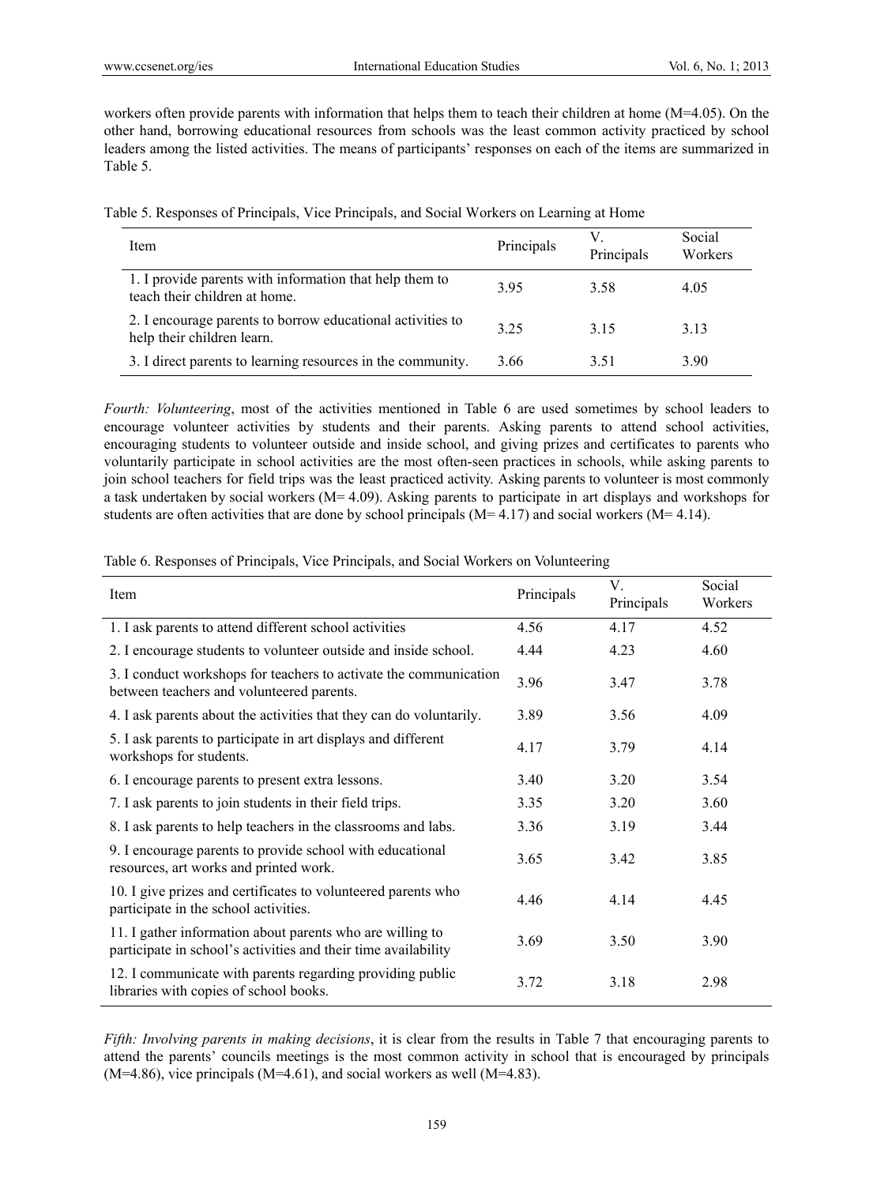workers often provide parents with information that helps them to teach their children at home (M=4.05). On the other hand, borrowing educational resources from schools was the least common activity practiced by school leaders among the listed activities. The means of participants' responses on each of the items are summarized in Table 5.

Table 5. Responses of Principals, Vice Principals, and Social Workers on Learning at Home

| Item | Principals | V. Principals | Social Workers |
|---|---|---|---|
| 1. I provide parents with information that help them to teach their children at home. | 3.95 | 3.58 | 4.05 |
| 2. I encourage parents to borrow educational activities to help their children learn. | 3.25 | 3.15 | 3.13 |
| 3. I direct parents to learning resources in the community. | 3.66 | 3.51 | 3.90 |

*Fourth: Volunteering*, most of the activities mentioned in Table 6 are used sometimes by school leaders to encourage volunteer activities by students and their parents. Asking parents to attend school activities, encouraging students to volunteer outside and inside school, and giving prizes and certificates to parents who voluntarily participate in school activities are the most often-seen practices in schools, while asking parents to join school teachers for field trips was the least practiced activity. Asking parents to volunteer is most commonly a task undertaken by social workers (M= 4.09). Asking parents to participate in art displays and workshops for students are often activities that are done by school principals (M= 4.17) and social workers (M= 4.14).

Table 6. Responses of Principals, Vice Principals, and Social Workers on Volunteering

| Item | Principals | V. Principals | Social Workers |
|---|---|---|---|
| 1. I ask parents to attend different school activities | 4.56 | 4.17 | 4.52 |
| 2. I encourage students to volunteer outside and inside school. | 4.44 | 4.23 | 4.60 |
| 3. I conduct workshops for teachers to activate the communication between teachers and volunteered parents. | 3.96 | 3.47 | 3.78 |
| 4. I ask parents about the activities that they can do voluntarily. | 3.89 | 3.56 | 4.09 |
| 5. I ask parents to participate in art displays and different workshops for students. | 4.17 | 3.79 | 4.14 |
| 6. I encourage parents to present extra lessons. | 3.40 | 3.20 | 3.54 |
| 7. I ask parents to join students in their field trips. | 3.35 | 3.20 | 3.60 |
| 8. I ask parents to help teachers in the classrooms and labs. | 3.36 | 3.19 | 3.44 |
| 9. I encourage parents to provide school with educational resources, art works and printed work. | 3.65 | 3.42 | 3.85 |
| 10. I give prizes and certificates to volunteered parents who participate in the school activities. | 4.46 | 4.14 | 4.45 |
| 11. I gather information about parents who are willing to participate in school's activities and their time availability | 3.69 | 3.50 | 3.90 |
| 12. I communicate with parents regarding providing public libraries with copies of school books. | 3.72 | 3.18 | 2.98 |

*Fifth: Involving parents in making decisions*, it is clear from the results in Table 7 that encouraging parents to attend the parents' councils meetings is the most common activity in school that is encouraged by principals (M=4.86), vice principals (M=4.61), and social workers as well (M=4.83).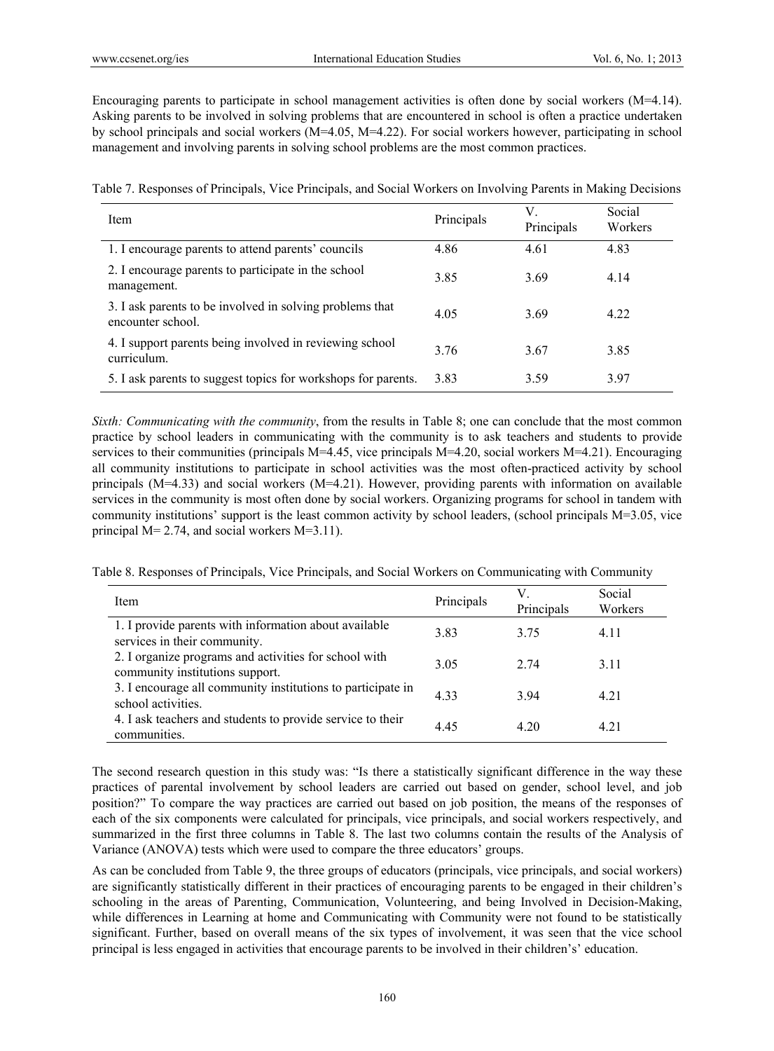Encouraging parents to participate in school management activities is often done by social workers (M=4.14). Asking parents to be involved in solving problems that are encountered in school is often a practice undertaken by school principals and social workers (M=4.05, M=4.22). For social workers however, participating in school management and involving parents in solving school problems are the most common practices.

Table 7. Responses of Principals, Vice Principals, and Social Workers on Involving Parents in Making Decisions

| Item | Principals | V. Principals | Social Workers |
|---|---|---|---|
| 1. I encourage parents to attend parents' councils | 4.86 | 4.61 | 4.83 |
| 2. I encourage parents to participate in the school management. | 3.85 | 3.69 | 4.14 |
| 3. I ask parents to be involved in solving problems that encounter school. | 4.05 | 3.69 | 4.22 |
| 4. I support parents being involved in reviewing school curriculum. | 3.76 | 3.67 | 3.85 |
| 5. I ask parents to suggest topics for workshops for parents. | 3.83 | 3.59 | 3.97 |

*Sixth: Communicating with the community*, from the results in Table 8; one can conclude that the most common practice by school leaders in communicating with the community is to ask teachers and students to provide services to their communities (principals M=4.45, vice principals M=4.20, social workers M=4.21). Encouraging all community institutions to participate in school activities was the most often-practiced activity by school principals (M=4.33) and social workers (M=4.21). However, providing parents with information on available services in the community is most often done by social workers. Organizing programs for school in tandem with community institutions' support is the least common activity by school leaders, (school principals M=3.05, vice principal M= 2.74, and social workers M=3.11).

Table 8. Responses of Principals, Vice Principals, and Social Workers on Communicating with Community

| Item | Principals | V. Principals | Social Workers |
|---|---|---|---|
| 1. I provide parents with information about available services in their community. | 3.83 | 3.75 | 4.11 |
| 2. I organize programs and activities for school with community institutions support. | 3.05 | 2.74 | 3.11 |
| 3. I encourage all community institutions to participate in school activities. | 4.33 | 3.94 | 4.21 |
| 4. I ask teachers and students to provide service to their communities. | 4.45 | 4.20 | 4.21 |

The second research question in this study was: "Is there a statistically significant difference in the way these practices of parental involvement by school leaders are carried out based on gender, school level, and job position?" To compare the way practices are carried out based on job position, the means of the responses of each of the six components were calculated for principals, vice principals, and social workers respectively, and summarized in the first three columns in Table 8. The last two columns contain the results of the Analysis of Variance (ANOVA) tests which were used to compare the three educators' groups.

As can be concluded from Table 9, the three groups of educators (principals, vice principals, and social workers) are significantly statistically different in their practices of encouraging parents to be engaged in their children's schooling in the areas of Parenting, Communication, Volunteering, and being Involved in Decision-Making, while differences in Learning at home and Communicating with Community were not found to be statistically significant. Further, based on overall means of the six types of involvement, it was seen that the vice school principal is less engaged in activities that encourage parents to be involved in their children's' education.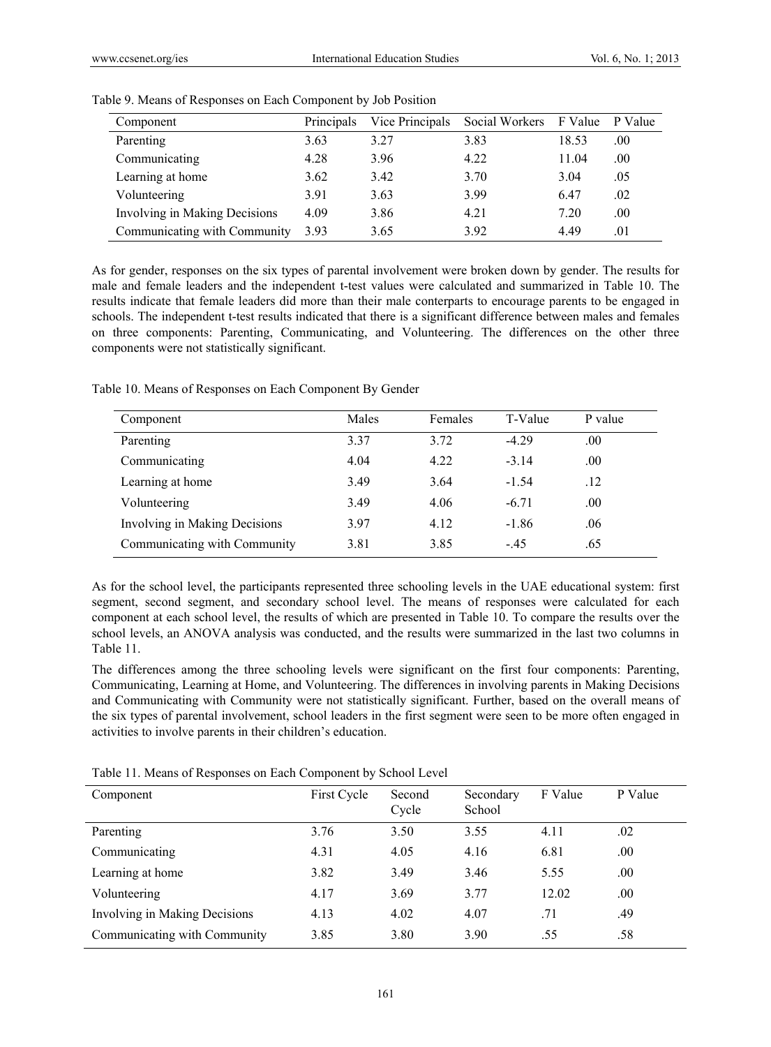Table 9. Means of Responses on Each Component by Job Position

| Component | Principals | Vice Principals | Social Workers | F Value | P Value |
|---|---|---|---|---|---|
| Parenting | 3.63 | 3.27 | 3.83 | 18.53 | .00 |
| Communicating | 4.28 | 3.96 | 4.22 | 11.04 | .00 |
| Learning at home | 3.62 | 3.42 | 3.70 | 3.04 | .05 |
| Volunteering | 3.91 | 3.63 | 3.99 | 6.47 | .02 |
| Involving in Making Decisions | 4.09 | 3.86 | 4.21 | 7.20 | .00 |
| Communicating with Community | 3.93 | 3.65 | 3.92 | 4.49 | .01 |

As for gender, responses on the six types of parental involvement were broken down by gender. The results for male and female leaders and the independent t-test values were calculated and summarized in Table 10. The results indicate that female leaders did more than their male conterparts to encourage parents to be engaged in schools. The independent t-test results indicated that there is a significant difference between males and females on three components: Parenting, Communicating, and Volunteering. The differences on the other three components were not statistically significant.

Table 10. Means of Responses on Each Component By Gender

| Component | Males | Females | T-Value | P value |
|---|---|---|---|---|
| Parenting | 3.37 | 3.72 | -4.29 | .00 |
| Communicating | 4.04 | 4.22 | -3.14 | .00 |
| Learning at home | 3.49 | 3.64 | -1.54 | .12 |
| Volunteering | 3.49 | 4.06 | -6.71 | .00 |
| Involving in Making Decisions | 3.97 | 4.12 | -1.86 | .06 |
| Communicating with Community | 3.81 | 3.85 | -.45 | .65 |

As for the school level, the participants represented three schooling levels in the UAE educational system: first segment, second segment, and secondary school level. The means of responses were calculated for each component at each school level, the results of which are presented in Table 10. To compare the results over the school levels, an ANOVA analysis was conducted, and the results were summarized in the last two columns in Table 11.

The differences among the three schooling levels were significant on the first four components: Parenting, Communicating, Learning at Home, and Volunteering. The differences in involving parents in Making Decisions and Communicating with Community were not statistically significant. Further, based on the overall means of the six types of parental involvement, school leaders in the first segment were seen to be more often engaged in activities to involve parents in their children's education.

Table 11. Means of Responses on Each Component by School Level

| Component | First Cycle | Second Cycle | Secondary School | F Value | P Value |
|---|---|---|---|---|---|
| Parenting | 3.76 | 3.50 | 3.55 | 4.11 | .02 |
| Communicating | 4.31 | 4.05 | 4.16 | 6.81 | .00 |
| Learning at home | 3.82 | 3.49 | 3.46 | 5.55 | .00 |
| Volunteering | 4.17 | 3.69 | 3.77 | 12.02 | .00 |
| Involving in Making Decisions | 4.13 | 4.02 | 4.07 | .71 | .49 |
| Communicating with Community | 3.85 | 3.80 | 3.90 | .55 | .58 |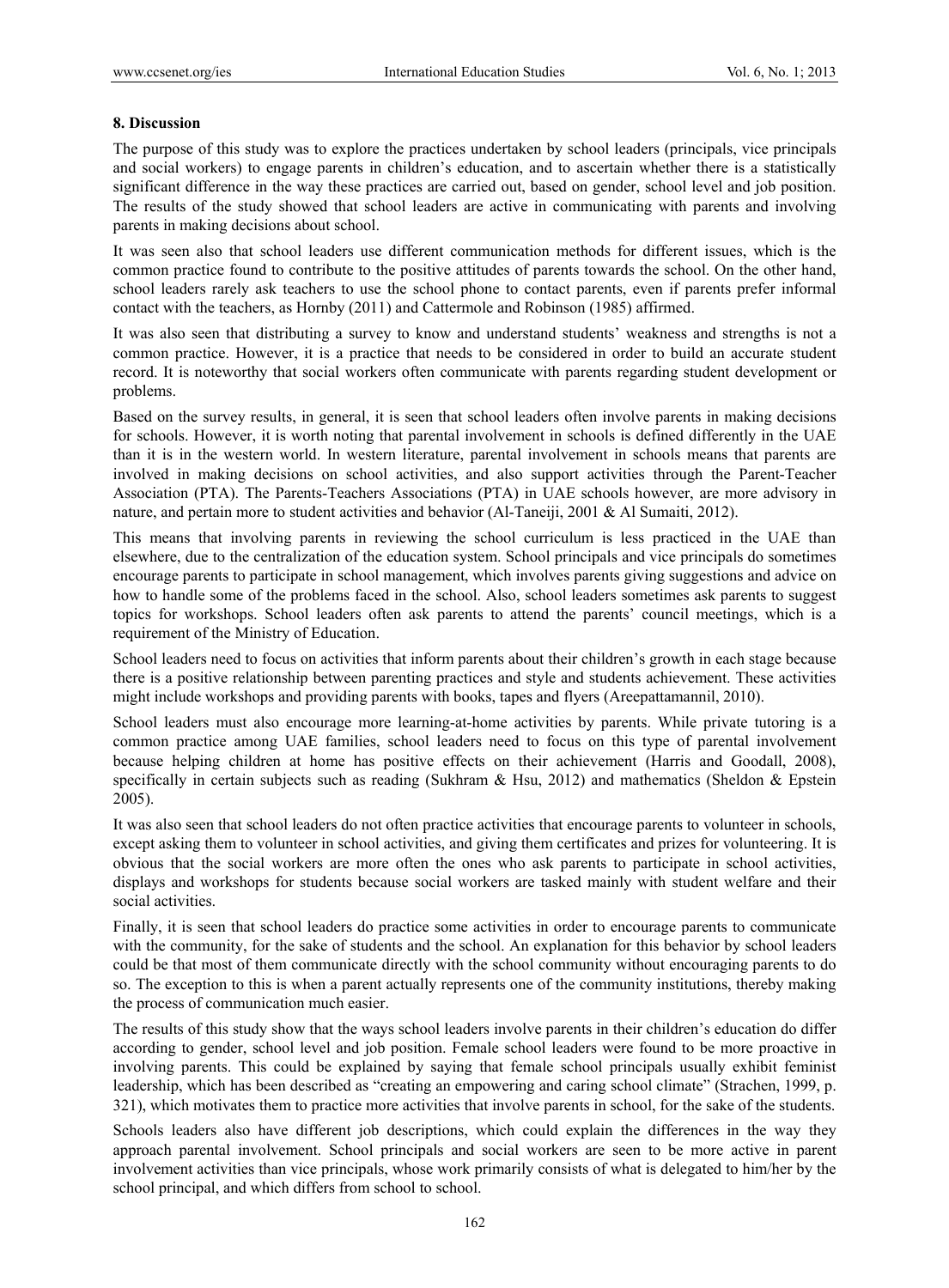## 8. Discussion

The purpose of this study was to explore the practices undertaken by school leaders (principals, vice principals and social workers) to engage parents in children's education, and to ascertain whether there is a statistically significant difference in the way these practices are carried out, based on gender, school level and job position. The results of the study showed that school leaders are active in communicating with parents and involving parents in making decisions about school.

It was seen also that school leaders use different communication methods for different issues, which is the common practice found to contribute to the positive attitudes of parents towards the school. On the other hand, school leaders rarely ask teachers to use the school phone to contact parents, even if parents prefer informal contact with the teachers, as Hornby (2011) and Cattermole and Robinson (1985) affirmed.

It was also seen that distributing a survey to know and understand students' weakness and strengths is not a common practice. However, it is a practice that needs to be considered in order to build an accurate student record. It is noteworthy that social workers often communicate with parents regarding student development or problems.

Based on the survey results, in general, it is seen that school leaders often involve parents in making decisions for schools. However, it is worth noting that parental involvement in schools is defined differently in the UAE than it is in the western world. In western literature, parental involvement in schools means that parents are involved in making decisions on school activities, and also support activities through the Parent-Teacher Association (PTA). The Parents-Teachers Associations (PTA) in UAE schools however, are more advisory in nature, and pertain more to student activities and behavior (Al-Taneiji, 2001 & Al Sumaiti, 2012).

This means that involving parents in reviewing the school curriculum is less practiced in the UAE than elsewhere, due to the centralization of the education system. School principals and vice principals do sometimes encourage parents to participate in school management, which involves parents giving suggestions and advice on how to handle some of the problems faced in the school. Also, school leaders sometimes ask parents to suggest topics for workshops. School leaders often ask parents to attend the parents' council meetings, which is a requirement of the Ministry of Education.

School leaders need to focus on activities that inform parents about their children's growth in each stage because there is a positive relationship between parenting practices and style and students achievement. These activities might include workshops and providing parents with books, tapes and flyers (Areepattamannil, 2010).

School leaders must also encourage more learning-at-home activities by parents. While private tutoring is a common practice among UAE families, school leaders need to focus on this type of parental involvement because helping children at home has positive effects on their achievement (Harris and Goodall, 2008), specifically in certain subjects such as reading (Sukhram & Hsu, 2012) and mathematics (Sheldon & Epstein 2005).

It was also seen that school leaders do not often practice activities that encourage parents to volunteer in schools, except asking them to volunteer in school activities, and giving them certificates and prizes for volunteering. It is obvious that the social workers are more often the ones who ask parents to participate in school activities, displays and workshops for students because social workers are tasked mainly with student welfare and their social activities.

Finally, it is seen that school leaders do practice some activities in order to encourage parents to communicate with the community, for the sake of students and the school. An explanation for this behavior by school leaders could be that most of them communicate directly with the school community without encouraging parents to do so. The exception to this is when a parent actually represents one of the community institutions, thereby making the process of communication much easier.

The results of this study show that the ways school leaders involve parents in their children's education do differ according to gender, school level and job position. Female school leaders were found to be more proactive in involving parents. This could be explained by saying that female school principals usually exhibit feminist leadership, which has been described as "creating an empowering and caring school climate" (Strachen, 1999, p. 321), which motivates them to practice more activities that involve parents in school, for the sake of the students.

Schools leaders also have different job descriptions, which could explain the differences in the way they approach parental involvement. School principals and social workers are seen to be more active in parent involvement activities than vice principals, whose work primarily consists of what is delegated to him/her by the school principal, and which differs from school to school.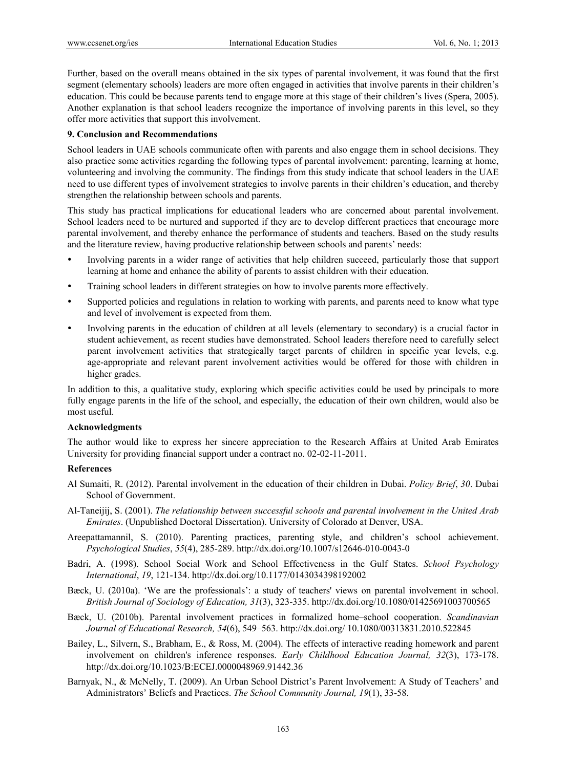Further, based on the overall means obtained in the six types of parental involvement, it was found that the first segment (elementary schools) leaders are more often engaged in activities that involve parents in their children's education. This could be because parents tend to engage more at this stage of their children's lives (Spera, 2005). Another explanation is that school leaders recognize the importance of involving parents in this level, so they offer more activities that support this involvement.

## 9. Conclusion and Recommendations

School leaders in UAE schools communicate often with parents and also engage them in school decisions. They also practice some activities regarding the following types of parental involvement: parenting, learning at home, volunteering and involving the community. The findings from this study indicate that school leaders in the UAE need to use different types of involvement strategies to involve parents in their children's education, and thereby strengthen the relationship between schools and parents.

This study has practical implications for educational leaders who are concerned about parental involvement. School leaders need to be nurtured and supported if they are to develop different practices that encourage more parental involvement, and thereby enhance the performance of students and teachers. Based on the study results and the literature review, having productive relationship between schools and parents' needs:

- Involving parents in a wider range of activities that help children succeed, particularly those that support learning at home and enhance the ability of parents to assist children with their education.
- Training school leaders in different strategies on how to involve parents more effectively.
- Supported policies and regulations in relation to working with parents, and parents need to know what type and level of involvement is expected from them.
- Involving parents in the education of children at all levels (elementary to secondary) is a crucial factor in student achievement, as recent studies have demonstrated. School leaders therefore need to carefully select parent involvement activities that strategically target parents of children in specific year levels, e.g. age-appropriate and relevant parent involvement activities would be offered for those with children in higher grades.

In addition to this, a qualitative study, exploring which specific activities could be used by principals to more fully engage parents in the life of the school, and especially, the education of their own children, would also be most useful.

## Acknowledgments

The author would like to express her sincere appreciation to the Research Affairs at United Arab Emirates University for providing financial support under a contract no. 02-02-11-2011.

## References

Al Sumaiti, R. (2012). Parental involvement in the education of their children in Dubai. *Policy Brief*, *30*. Dubai School of Government.

Al-Taneijij, S. (2001). *The relationship between successful schools and parental involvement in the United Arab Emirates*. (Unpublished Doctoral Dissertation). University of Colorado at Denver, USA.

Areepattamannil, S. (2010). Parenting practices, parenting style, and children's school achievement. *Psychological Studies*, *55*(4), 285-289. http://dx.doi.org/10.1007/s12646-010-0043-0

Badri, A. (1998). School Social Work and School Effectiveness in the Gulf States. *School Psychology International*, *19*, 121-134. http://dx.doi.org/10.1177/0143034398192002

Bæck, U. (2010a). 'We are the professionals': a study of teachers' views on parental involvement in school. *British Journal of Sociology of Education, 31*(3), 323-335. http://dx.doi.org/10.1080/01425691003700565

Bæck, U. (2010b). Parental involvement practices in formalized home–school cooperation. *Scandinavian Journal of Educational Research, 54*(6), 549–563. http://dx.doi.org/ 10.1080/00313831.2010.522845

Bailey, L., Silvern, S., Brabham, E., & Ross, M. (2004). The effects of interactive reading homework and parent involvement on children's inference responses. *Early Childhood Education Journal, 32*(3), 173-178. http://dx.doi.org/10.1023/B:ECEJ.0000048969.91442.36

Barnyak, N., & McNelly, T. (2009). An Urban School District's Parent Involvement: A Study of Teachers' and Administrators' Beliefs and Practices. *The School Community Journal, 19*(1), 33-58.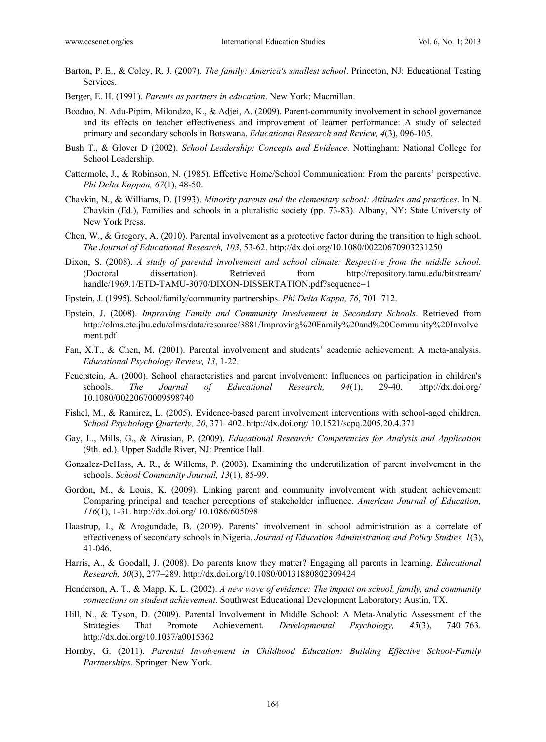Barton, P. E., & Coley, R. J. (2007). *The family: America's smallest school*. Princeton, NJ: Educational Testing Services.

Berger, E. H. (1991). *Parents as partners in education*. New York: Macmillan.

Boaduo, N. Adu-Pipim, Milondzo, K., & Adjei, A. (2009). Parent-community involvement in school governance and its effects on teacher effectiveness and improvement of learner performance: A study of selected primary and secondary schools in Botswana. *Educational Research and Review, 4*(3), 096-105.

Bush T., & Glover D (2002). *School Leadership: Concepts and Evidence*. Nottingham: National College for School Leadership.

Cattermole, J., & Robinson, N. (1985). Effective Home/School Communication: From the parents' perspective. *Phi Delta Kappan, 67*(1), 48-50.

Chavkin, N., & Williams, D. (1993). *Minority parents and the elementary school: Attitudes and practices*. In N. Chavkin (Ed.), Families and schools in a pluralistic society (pp. 73-83). Albany, NY: State University of New York Press.

Chen, W., & Gregory, A. (2010). Parental involvement as a protective factor during the transition to high school. *The Journal of Educational Research, 103*, 53-62. http://dx.doi.org/10.1080/00220670903231250

Dixon, S. (2008). *A study of parental involvement and school climate: Respective from the middle school*. (Doctoral dissertation). Retrieved from http://repository.tamu.edu/bitstream/handle/1969.1/ETD-TAMU-3070/DIXON-DISSERTATION.pdf?sequence=1

Epstein, J. (1995). School/family/community partnerships. *Phi Delta Kappa, 76*, 701–712.

Epstein, J. (2008). *Improving Family and Community Involvement in Secondary Schools*. Retrieved from http://olms.cte.jhu.edu/olms/data/resource/3881/Improving%20Family%20and%20Community%20Involvement.pdf

Fan, X.T., & Chen, M. (2001). Parental involvement and students' academic achievement: A meta-analysis. *Educational Psychology Review, 13*, 1-22.

Feuerstein, A. (2000). School characteristics and parent involvement: Influences on participation in children's schools. *The Journal of Educational Research, 94*(1), 29-40. http://dx.doi.org/10.1080/00220670009598740

Fishel, M., & Ramirez, L. (2005). Evidence-based parent involvement interventions with school-aged children. *School Psychology Quarterly, 20*, 371–402. http://dx.doi.org/ 10.1521/scpq.2005.20.4.371

Gay, L., Mills, G., & Airasian, P. (2009). *Educational Research: Competencies for Analysis and Application* (9th. ed.). Upper Saddle River, NJ: Prentice Hall.

Gonzalez-DeHass, A. R., & Willems, P. (2003). Examining the underutilization of parent involvement in the schools. *School Community Journal, 13*(1), 85-99.

Gordon, M., & Louis, K. (2009). Linking parent and community involvement with student achievement: Comparing principal and teacher perceptions of stakeholder influence. *American Journal of Education, 116*(1), 1-31. http://dx.doi.org/ 10.1086/605098

Haastrup, I., & Arogundade, B. (2009). Parents' involvement in school administration as a correlate of effectiveness of secondary schools in Nigeria. *Journal of Education Administration and Policy Studies, 1*(3), 41-046.

Harris, A., & Goodall, J. (2008). Do parents know they matter? Engaging all parents in learning. *Educational Research, 50*(3), 277–289. http://dx.doi.org/10.1080/00131880802309424

Henderson, A. T., & Mapp, K. L. (2002). *A new wave of evidence: The impact on school, family, and community connections on student achievement*. Southwest Educational Development Laboratory: Austin, TX.

Hill, N., & Tyson, D. (2009). Parental Involvement in Middle School: A Meta-Analytic Assessment of the Strategies That Promote Achievement. *Developmental Psychology, 45*(3), 740–763. http://dx.doi.org/10.1037/a0015362

Hornby, G. (2011). *Parental Involvement in Childhood Education: Building Effective School-Family Partnerships*. Springer. New York.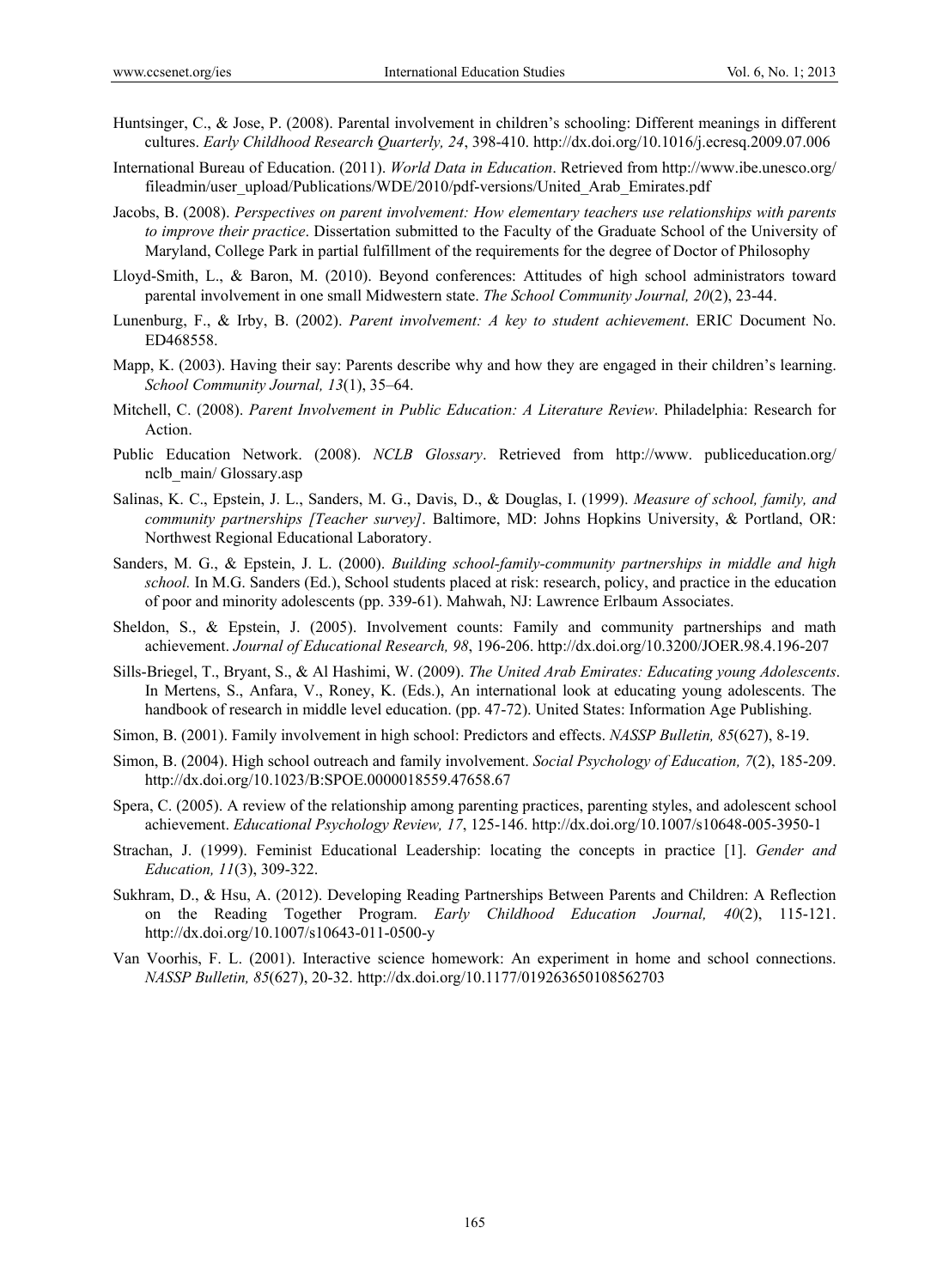Huntsinger, C., & Jose, P. (2008). Parental involvement in children's schooling: Different meanings in different cultures. *Early Childhood Research Quarterly, 24*, 398-410. http://dx.doi.org/10.1016/j.ecresq.2009.07.006

International Bureau of Education. (2011). *World Data in Education*. Retrieved from http://www.ibe.unesco.org/fileadmin/user_upload/Publications/WDE/2010/pdf-versions/United_Arab_Emirates.pdf

Jacobs, B. (2008). *Perspectives on parent involvement: How elementary teachers use relationships with parents to improve their practice*. Dissertation submitted to the Faculty of the Graduate School of the University of Maryland, College Park in partial fulfillment of the requirements for the degree of Doctor of Philosophy

Lloyd-Smith, L., & Baron, M. (2010). Beyond conferences: Attitudes of high school administrators toward parental involvement in one small Midwestern state. *The School Community Journal, 20*(2), 23-44.

Lunenburg, F., & Irby, B. (2002). *Parent involvement: A key to student achievement*. ERIC Document No. ED468558.

Mapp, K. (2003). Having their say: Parents describe why and how they are engaged in their children's learning. *School Community Journal, 13*(1), 35–64.

Mitchell, C. (2008). *Parent Involvement in Public Education: A Literature Review*. Philadelphia: Research for Action.

Public Education Network. (2008). *NCLB Glossary*. Retrieved from http://www. publiceducation.org/nclb_main/ Glossary.asp

Salinas, K. C., Epstein, J. L., Sanders, M. G., Davis, D., & Douglas, I. (1999). *Measure of school, family, and community partnerships [Teacher survey]*. Baltimore, MD: Johns Hopkins University, & Portland, OR: Northwest Regional Educational Laboratory.

Sanders, M. G., & Epstein, J. L. (2000). *Building school-family-community partnerships in middle and high school.* In M.G. Sanders (Ed.), School students placed at risk: research, policy, and practice in the education of poor and minority adolescents (pp. 339-61). Mahwah, NJ: Lawrence Erlbaum Associates.

Sheldon, S., & Epstein, J. (2005). Involvement counts: Family and community partnerships and math achievement. *Journal of Educational Research, 98*, 196-206. http://dx.doi.org/10.3200/JOER.98.4.196-207

Sills-Briegel, T., Bryant, S., & Al Hashimi, W. (2009). *The United Arab Emirates: Educating young Adolescents*. In Mertens, S., Anfara, V., Roney, K. (Eds.), An international look at educating young adolescents. The handbook of research in middle level education. (pp. 47-72). United States: Information Age Publishing.

Simon, B. (2001). Family involvement in high school: Predictors and effects. *NASSP Bulletin, 85*(627), 8-19.

Simon, B. (2004). High school outreach and family involvement. *Social Psychology of Education, 7*(2), 185-209. http://dx.doi.org/10.1023/B:SPOE.0000018559.47658.67

Spera, C. (2005). A review of the relationship among parenting practices, parenting styles, and adolescent school achievement. *Educational Psychology Review, 17*, 125-146. http://dx.doi.org/10.1007/s10648-005-3950-1

Strachan, J. (1999). Feminist Educational Leadership: locating the concepts in practice [1]. *Gender and Education, 11*(3), 309-322.

Sukhram, D., & Hsu, A. (2012). Developing Reading Partnerships Between Parents and Children: A Reflection on the Reading Together Program. *Early Childhood Education Journal, 40*(2), 115-121. http://dx.doi.org/10.1007/s10643-011-0500-y

Van Voorhis, F. L. (2001). Interactive science homework: An experiment in home and school connections. *NASSP Bulletin, 85*(627), 20-32. http://dx.doi.org/10.1177/019263650108562703